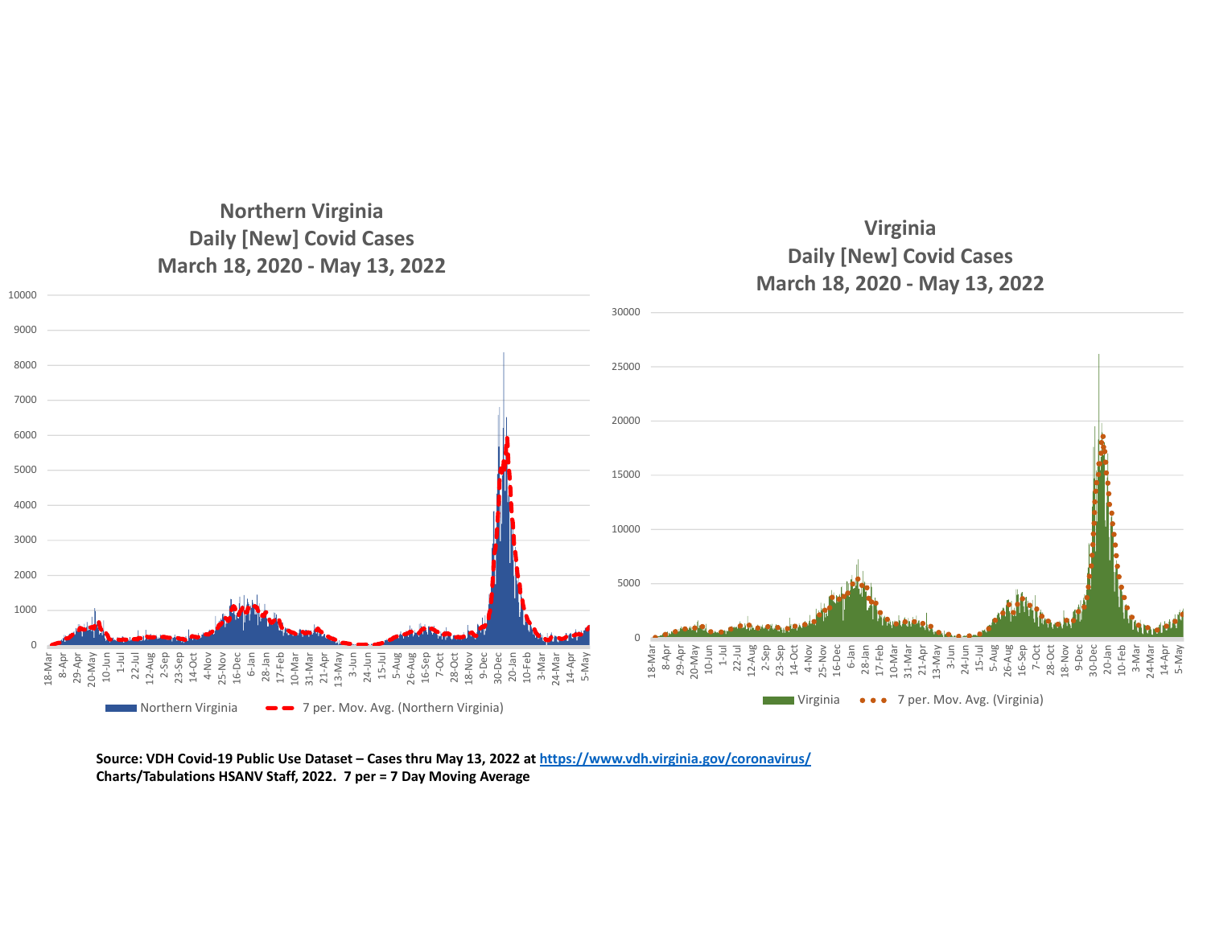## Northern Virginia Daily [New] Covid Cases March 18, 2020 - May 13, 2022

Northern Virginia — 7 per. Mov. Avg. (Northern Virginia)

## Virginia Daily [New] Covid Cases March 18, 2020 - May 13, 2022

Virginia — 7 per. Mov. Avg. (Virginia)

**Source: VDH Covid-19 Public Use Dataset – Cases thru May 13, 2022 at [https://www.vdh.virginia.gov/coronavirus/](https://www.vdh.virginia.gov/coronavirus/)**
**Charts/Tabulations HSANV Staff, 2022. 7 per = 7 Day Moving Average**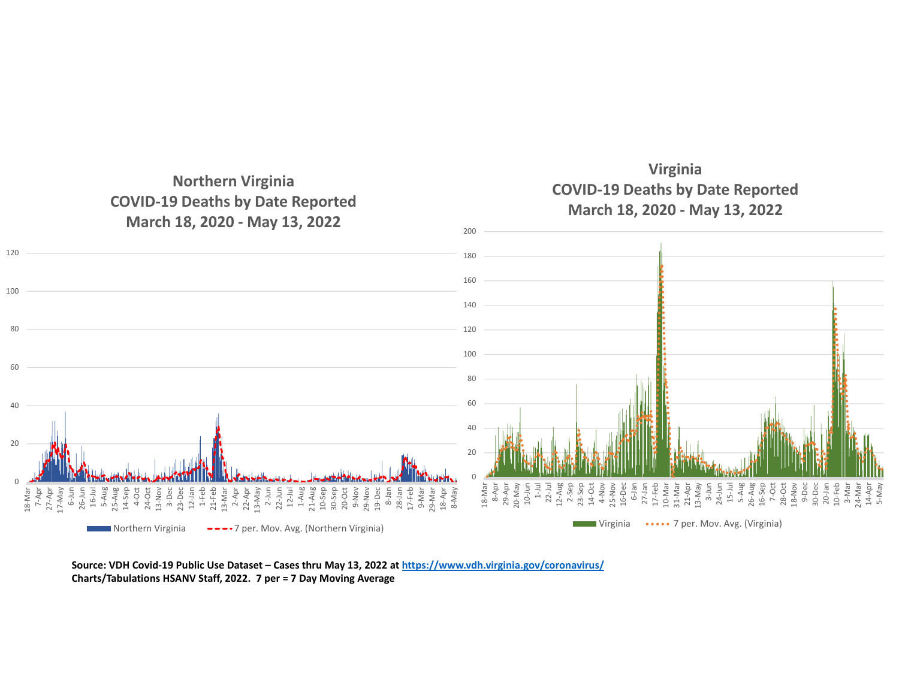## Northern Virginia COVID-19 Deaths by Date Reported March 18, 2020 - May 13, 2022

Legend: Northern Virginia; 7 per. Mov. Avg. (Northern Virginia)

## Virginia COVID-19 Deaths by Date Reported March 18, 2020 - May 13, 2022

Legend: Virginia; 7 per. Mov. Avg. (Virginia)

**Source: VDH Covid-19 Public Use Dataset – Cases thru May 13, 2022 at [https://www.vdh.virginia.gov/coronavirus/](https://www.vdh.virginia.gov/coronavirus/)**
**Charts/Tabulations HSANV Staff, 2022. 7 per = 7 Day Moving Average**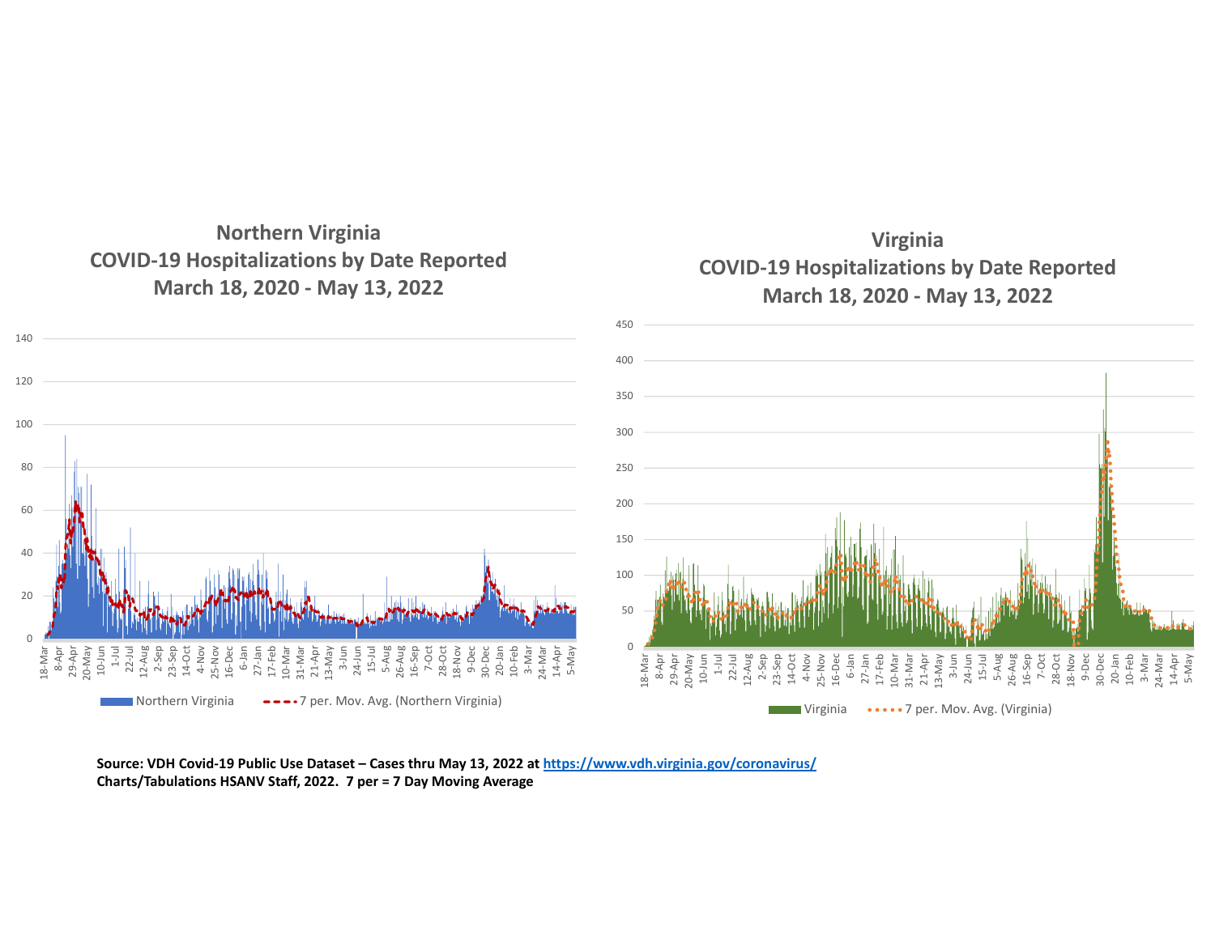## Northern Virginia
## COVID-19 Hospitalizations by Date Reported
## March 18, 2020 - May 13, 2022

140
120
100
80
60
40
20
0

18-Mar 8-Apr 29-Apr 20-May 10-Jun 1-Jul 22-Jul 12-Aug 2-Sep 23-Sep 14-Oct 4-Nov 25-Nov 16-Dec 6-Jan 27-Jan 17-Feb 10-Mar 31-Mar 21-Apr 13-May 3-Jun 24-Jun 15-Jul 5-Aug 26-Aug 16-Sep 7-Oct 28-Oct 18-Nov 9-Dec 30-Dec 20-Jan 10-Feb 3-Mar 24-Mar 14-Apr 5-May

Northern Virginia
7 per. Mov. Avg. (Northern Virginia)

## Virginia
## COVID-19 Hospitalizations by Date Reported
## March 18, 2020 - May 13, 2022

450
400
350
300
250
200
150
100
50
0

18-Mar 8-Apr 29-Apr 20-May 10-Jun 1-Jul 22-Jul 12-Aug 2-Sep 23-Sep 14-Oct 4-Nov 25-Nov 16-Dec 6-Jan 27-Jan 17-Feb 10-Mar 31-Mar 21-Apr 13-May 3-Jun 24-Jun 15-Jul 5-Aug 26-Aug 16-Sep 7-Oct 28-Oct 18-Nov 9-Dec 30-Dec 20-Jan 10-Feb 3-Mar 24-Mar 14-Apr 5-May

Virginia
7 per. Mov. Avg. (Virginia)

**Source: VDH Covid-19 Public Use Dataset – Cases thru May 13, 2022 at https://www.vdh.virginia.gov/coronavirus/**
**Charts/Tabulations HSANV Staff, 2022. 7 per = 7 Day Moving Average**